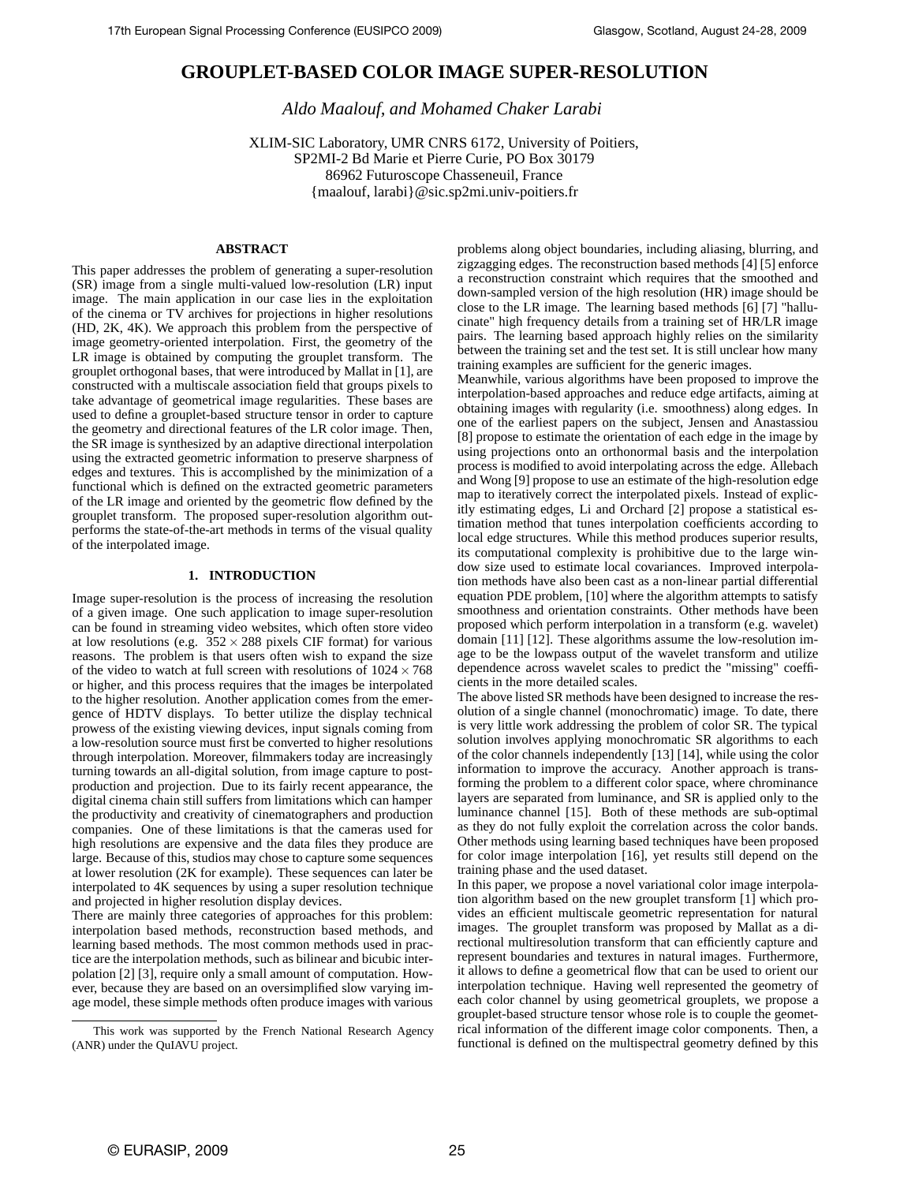# GROUPLET-BASED COLOR IMAGE SUPER-RESOLUTION

*Aldo Maalouf, and Mohamed Chaker Larabi*

XLIM-SIC Laboratory, UMR CNRS 6172, University of Poitiers,
SP2MI-2 Bd Marie et Pierre Curie, PO Box 30179
86962 Futuroscope Chasseneuil, France
{maalouf, larabi}@sic.sp2mi.univ-poitiers.fr

## ABSTRACT

This paper addresses the problem of generating a super-resolution (SR) image from a single multi-valued low-resolution (LR) input image. The main application in our case lies in the exploitation of the cinema or TV archives for projections in higher resolutions (HD, 2K, 4K). We approach this problem from the perspective of image geometry-oriented interpolation. First, the geometry of the LR image is obtained by computing the grouplet transform. The grouplet orthogonal bases, that were introduced by Mallat in [1], are constructed with a multiscale association field that groups pixels to take advantage of geometrical image regularities. These bases are used to define a grouplet-based structure tensor in order to capture the geometry and directional features of the LR color image. Then, the SR image is synthesized by an adaptive directional interpolation using the extracted geometric information to preserve sharpness of edges and textures. This is accomplished by the minimization of a functional which is defined on the extracted geometric parameters of the LR image and oriented by the geometric flow defined by the grouplet transform. The proposed super-resolution algorithm outperforms the state-of-the-art methods in terms of the visual quality of the interpolated image.

## 1. INTRODUCTION

Image super-resolution is the process of increasing the resolution of a given image. One such application to image super-resolution can be found in streaming video websites, which often store video at low resolutions (e.g. $352 \times 288$ pixels CIF format) for various reasons. The problem is that users often wish to expand the size of the video to watch at full screen with resolutions of $1024 \times 768$ or higher, and this process requires that the images be interpolated to the higher resolution. Another application comes from the emergence of HDTV displays. To better utilize the display technical prowess of the existing viewing devices, input signals coming from a low-resolution source must first be converted to higher resolutions through interpolation. Moreover, filmmakers today are increasingly turning towards an all-digital solution, from image capture to post-production and projection. Due to its fairly recent appearance, the digital cinema chain still suffers from limitations which can hamper the productivity and creativity of cinematographers and production companies. One of these limitations is that the cameras used for high resolutions are expensive and the data files they produce are large. Because of this, studios may chose to capture some sequences at lower resolution (2K for example). These sequences can later be interpolated to 4K sequences by using a super resolution technique and projected in higher resolution display devices.

There are mainly three categories of approaches for this problem: interpolation based methods, reconstruction based methods, and learning based methods. The most common methods used in practice are the interpolation methods, such as bilinear and bicubic interpolation [2] [3], require only a small amount of computation. However, because they are based on an oversimplified slow varying image model, these simple methods often produce images with various problems along object boundaries, including aliasing, blurring, and zigzagging edges. The reconstruction based methods [4] [5] enforce a reconstruction constraint which requires that the smoothed and down-sampled version of the high resolution (HR) image should be close to the LR image. The learning based methods [6] [7] "hallucinate" high frequency details from a training set of HR/LR image pairs. The learning based approach highly relies on the similarity between the training set and the test set. It is still unclear how many training examples are sufficient for the generic images.

Meanwhile, various algorithms have been proposed to improve the interpolation-based approaches and reduce edge artifacts, aiming at obtaining images with regularity (i.e. smoothness) along edges. In one of the earliest papers on the subject, Jensen and Anastassiou [8] propose to estimate the orientation of each edge in the image by using projections onto an orthonormal basis and the interpolation process is modified to avoid interpolating across the edge. Allebach and Wong [9] propose to use an estimate of the high-resolution edge map to iteratively correct the interpolated pixels. Instead of explicitly estimating edges, Li and Orchard [2] propose a statistical estimation method that tunes interpolation coefficients according to local edge structures. While this method produces superior results, its computational complexity is prohibitive due to the large window size used to estimate local covariances. Improved interpolation methods have also been cast as a non-linear partial differential equation PDE problem, [10] where the algorithm attempts to satisfy smoothness and orientation constraints. Other methods have been proposed which perform interpolation in a transform (e.g. wavelet) domain [11] [12]. These algorithms assume the low-resolution image to be the lowpass output of the wavelet transform and utilize dependence across wavelet scales to predict the "missing" coefficients in the more detailed scales.

The above listed SR methods have been designed to increase the resolution of a single channel (monochromatic) image. To date, there is very little work addressing the problem of color SR. The typical solution involves applying monochromatic SR algorithms to each of the color channels independently [13] [14], while using the color information to improve the accuracy. Another approach is transforming the problem to a different color space, where chrominance layers are separated from luminance, and SR is applied only to the luminance channel [15]. Both of these methods are sub-optimal as they do not fully exploit the correlation across the color bands. Other methods using learning based techniques have been proposed for color image interpolation [16], yet results still depend on the training phase and the used dataset.

In this paper, we propose a novel variational color image interpolation algorithm based on the new grouplet transform [1] which provides an efficient multiscale geometric representation for natural images. The grouplet transform was proposed by Mallat as a directional multiresolution transform that can efficiently capture and represent boundaries and textures in natural images. Furthermore, it allows to define a geometrical flow that can be used to orient our interpolation technique. Having well represented the geometry of each color channel by using geometrical grouplets, we propose a grouplet-based structure tensor whose role is to couple the geometrical information of the different image color components. Then, a functional is defined on the multispectral geometry defined by this

---

This work was supported by the French National Research Agency (ANR) under the QuIAVU project.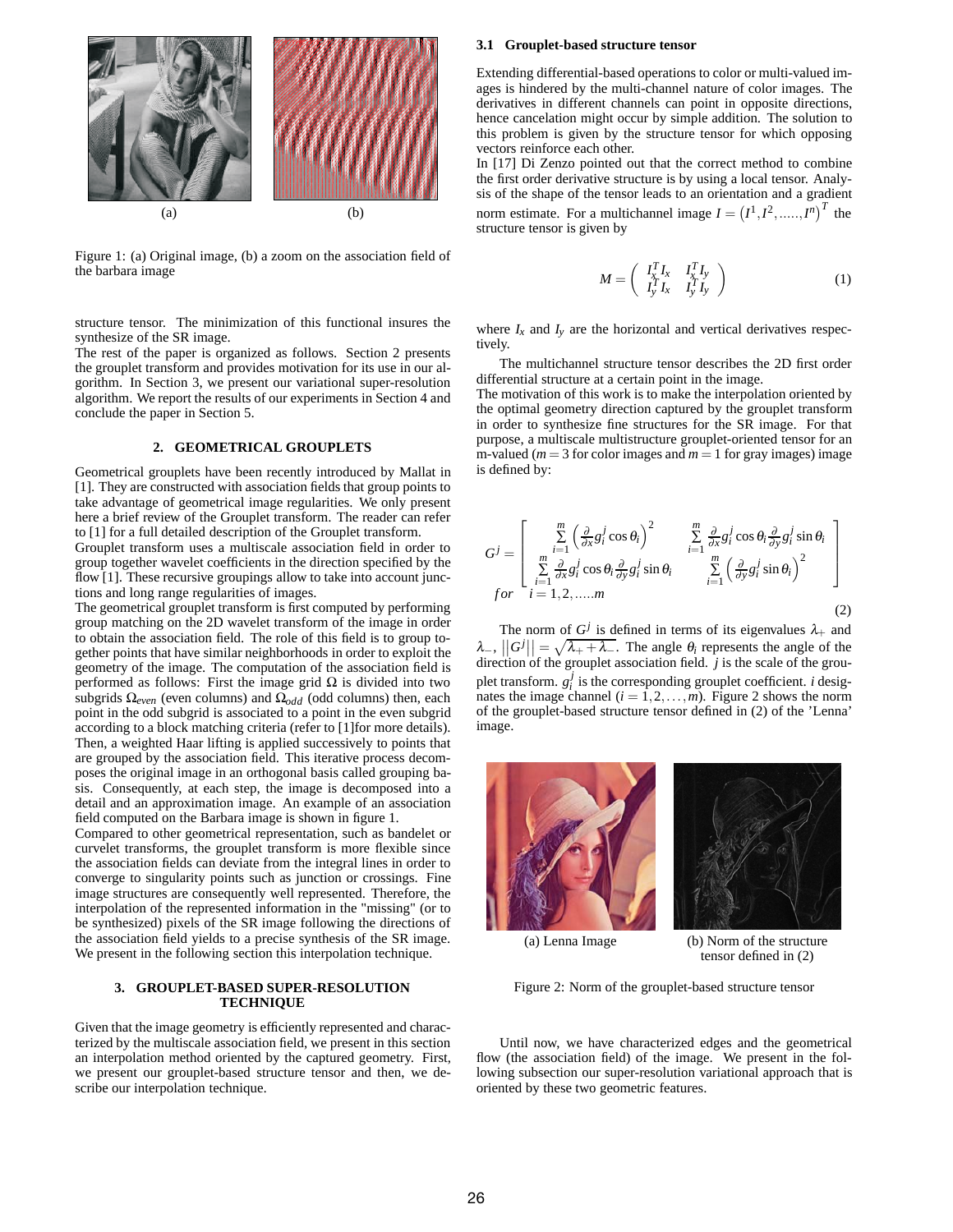(a) (b)

Figure 1: (a) Original image, (b) a zoom on the association field of the barbara image

structure tensor. The minimization of this functional insures the synthesize of the SR image.

The rest of the paper is organized as follows. Section 2 presents the grouplet transform and provides motivation for its use in our algorithm. In Section 3, we present our variational super-resolution algorithm. We report the results of our experiments in Section 4 and conclude the paper in Section 5.

## 2. GEOMETRICAL GROUPLETS

Geometrical grouplets have been recently introduced by Mallat in [1]. They are constructed with association fields that group points to take advantage of geometrical image regularities. We only present here a brief review of the Grouplet transform. The reader can refer to [1] for a full detailed description of the Grouplet transform.

Grouplet transform uses a multiscale association field in order to group together wavelet coefficients in the direction specified by the flow [1]. These recursive groupings allow to take into account junctions and long range regularities of images.

The geometrical grouplet transform is first computed by performing group matching on the 2D wavelet transform of the image in order to obtain the association field. The role of this field is to group together points that have similar neighborhoods in order to exploit the geometry of the image. The computation of the association field is performed as follows: First the image grid $\Omega$ is divided into two subgrids $\Omega_{even}$ (even columns) and $\Omega_{odd}$ (odd columns) then, each point in the odd subgrid is associated to a point in the even subgrid according to a block matching criteria (refer to [1]for more details). Then, a weighted Haar lifting is applied successively to points that are grouped by the association field. This iterative process decomposes the original image in an orthogonal basis called grouping basis. Consequently, at each step, the image is decomposed into a detail and an approximation image. An example of an association field computed on the Barbara image is shown in figure 1.

Compared to other geometrical representation, such as bandelet or curvelet transforms, the grouplet transform is more flexible since the association fields can deviate from the integral lines in order to converge to singularity points such as junction or crossings. Fine image structures are consequently well represented. Therefore, the interpolation of the represented information in the "missing" (or to be synthesized) pixels of the SR image following the directions of the association field yields to a precise synthesis of the SR image. We present in the following section this interpolation technique.

## 3. GROUPLET-BASED SUPER-RESOLUTION TECHNIQUE

Given that the image geometry is efficiently represented and characterized by the multiscale association field, we present in this section an interpolation method oriented by the captured geometry. First, we present our grouplet-based structure tensor and then, we describe our interpolation technique.

### 3.1 Grouplet-based structure tensor

Extending differential-based operations to color or multi-valued images is hindered by the multi-channel nature of color images. The derivatives in different channels can point in opposite directions, hence cancelation might occur by simple addition. The solution to this problem is given by the structure tensor for which opposing vectors reinforce each other.

In [17] Di Zenzo pointed out that the correct method to combine the first order derivative structure is by using a local tensor. Analysis of the shape of the tensor leads to an orientation and a gradient norm estimate. For a multichannel image $I = \left(I^1, I^2, \ldots\ldots, I^n\right)^T$ the structure tensor is given by

$$M = \begin{pmatrix} I_x^T I_x & I_x^T I_y \\ I_y^T I_x & I_y^T I_y \end{pmatrix} \tag{1}$$

where $I_x$ and $I_y$ are the horizontal and vertical derivatives respectively.

The multichannel structure tensor describes the 2D first order differential structure at a certain point in the image.

The motivation of this work is to make the interpolation oriented by the optimal geometry direction captured by the grouplet transform in order to synthesize fine structures for the SR image. For that purpose, a multiscale multistructure grouplet-oriented tensor for an m-valued ($m = 3$ for color images and $m = 1$ for gray images) image is defined by:

$$G^j = \begin{bmatrix} \sum_{i=1}^{m} \left(\frac{\partial}{\partial x} g_i^j \cos\theta_i\right)^2 & \sum_{i=1}^{m} \frac{\partial}{\partial x} g_i^j \cos\theta_i \frac{\partial}{\partial y} g_i^j \sin\theta_i \\ \sum_{i=1}^{m} \frac{\partial}{\partial x} g_i^j \cos\theta_i \frac{\partial}{\partial y} g_i^j \sin\theta_i & \sum_{i=1}^{m} \left(\frac{\partial}{\partial y} g_i^j \sin\theta_i\right)^2 \end{bmatrix} \quad for \quad i = 1, 2, \ldots.. m \tag{2}$$

The norm of $G^j$ is defined in terms of its eigenvalues $\lambda_+$ and $\lambda_-$, $\left\|G^j\right\| = \sqrt{\lambda_+ + \lambda_-}$. The angle $\theta_i$ represents the angle of the direction of the grouplet association field. $j$ is the scale of the grouplet transform. $g_i^j$ is the corresponding grouplet coefficient. $i$ designates the image channel ($i = 1, 2, \ldots, m$). Figure 2 shows the norm of the grouplet-based structure tensor defined in (2) of the 'Lenna' image.

(a) Lenna Image

(b) Norm of the structure tensor defined in (2)

Figure 2: Norm of the grouplet-based structure tensor

Until now, we have characterized edges and the geometrical flow (the association field) of the image. We present in the following subsection our super-resolution variational approach that is oriented by these two geometric features.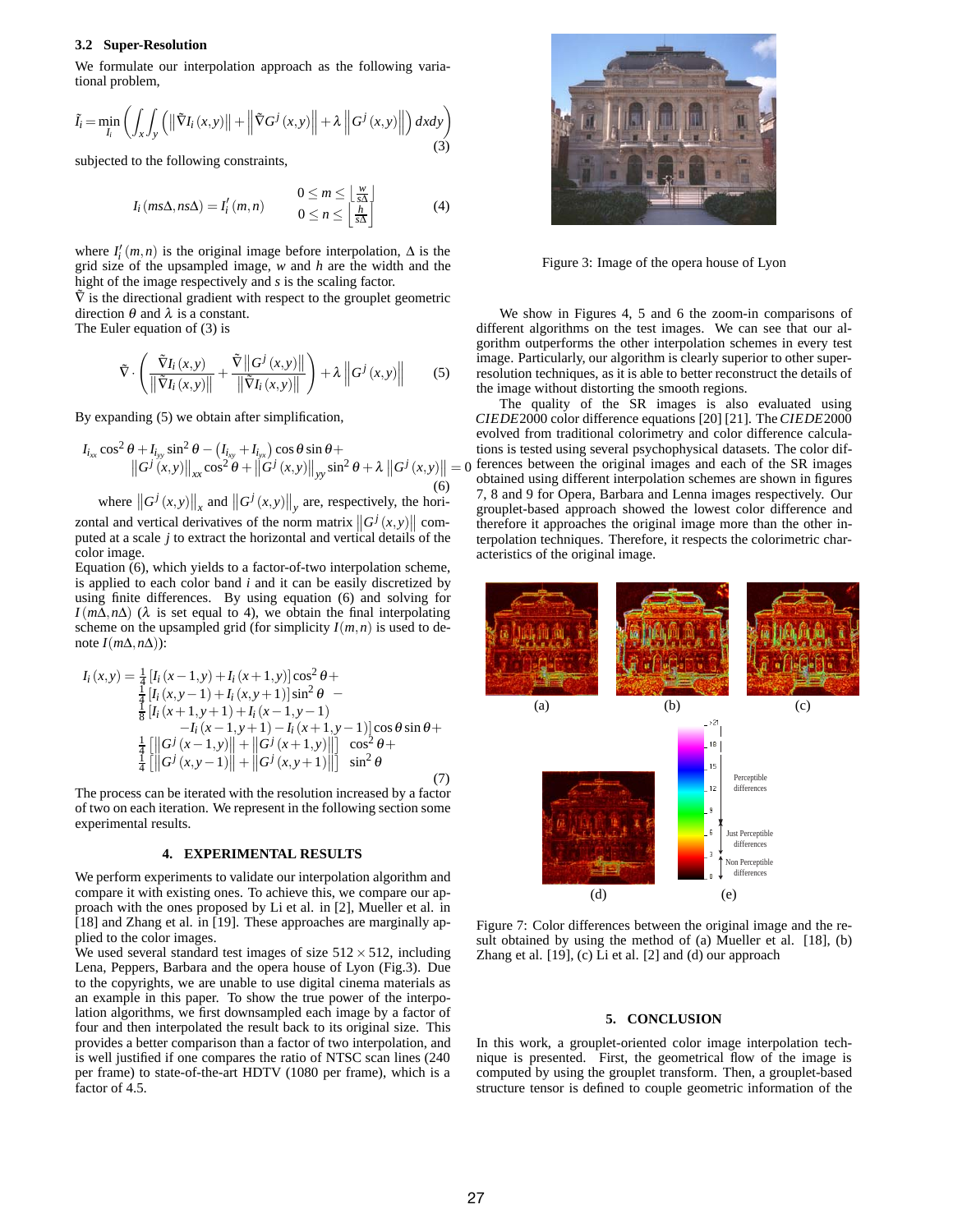### 3.2 Super-Resolution

We formulate our interpolation approach as the following variational problem,

$$\tilde{I}_i = \min_{I_i} \left( \int_x \int_y \left( \left\| \tilde{\nabla} I_i(x,y) \right\| + \left\| \tilde{\nabla} G^j(x,y) \right\| + \lambda \left\| G^j(x,y) \right\| \right) dxdy \right) \tag{3}$$

subjected to the following constraints,

$$I_i(m s\Delta, n s\Delta) = I_i'(m,n) \qquad \begin{array}{l} 0 \le m \le \left\lfloor \frac{w}{s\Delta} \right\rfloor \\ 0 \le n \le \left\lfloor \frac{h}{s\Delta} \right\rfloor \end{array} \tag{4}$$

where $I_i'(m,n)$ is the original image before interpolation, $\Delta$ is the grid size of the upsampled image, $w$ and $h$ are the width and the hight of the image respectively and $s$ is the scaling factor.
$\tilde{\nabla}$ is the directional gradient with respect to the grouplet geometric direction $\theta$ and $\lambda$ is a constant.
The Euler equation of (3) is

$$\tilde{\nabla} \cdot \left( \frac{\tilde{\nabla} I_i(x,y)}{\left\| \tilde{\nabla} I_i(x,y) \right\|} + \frac{\tilde{\nabla} \left\| G^j(x,y) \right\|}{\left\| \tilde{\nabla} I_i(x,y) \right\|} \right) + \lambda \left\| G^j(x,y) \right\| \tag{5}$$

By expanding (5) we obtain after simplification,

$$I_{i_{xx}} \cos^2\theta + I_{i_{yy}} \sin^2\theta - \left( I_{i_{xy}} + I_{i_{yx}} \right) \cos\theta \sin\theta + \left\| G^j(x,y) \right\|_{xx} \cos^2\theta + \left\| G^j(x,y) \right\|_{yy} \sin^2\theta + \lambda \left\| G^j(x,y) \right\| = 0 \tag{6}$$

where $\left\| G^j(x,y) \right\|_x$ and $\left\| G^j(x,y) \right\|_y$ are, respectively, the horizontal and vertical derivatives of the norm matrix $\left\| G^j(x,y) \right\|$ computed at a scale $j$ to extract the horizontal and vertical details of the color image.
Equation (6), which yields to a factor-of-two interpolation scheme, is applied to each color band $i$ and it can be easily discretized by using finite differences. By using equation (6) and solving for $I(m\Delta, n\Delta)$ ($\lambda$ is set equal to 4), we obtain the final interpolating scheme on the upsampled grid (for simplicity $I(m,n)$ is used to denote $I(m\Delta, n\Delta)$):

$$\begin{aligned} I_i(x,y) = & \tfrac{1}{4} \left[ I_i(x-1,y) + I_i(x+1,y) \right] \cos^2\theta + \\ & \tfrac{1}{4} \left[ I_i(x,y-1) + I_i(x,y+1) \right] \sin^2\theta \; - \\ & \tfrac{1}{8} \left[ I_i(x+1,y+1) + I_i(x-1,y-1) \right. \\ & \left. \quad - I_i(x-1,y+1) - I_i(x+1,y-1) \right] \cos\theta \sin\theta + \\ & \tfrac{1}{4} \left[ \left\| G^j(x-1,y) \right\| + \left\| G^j(x+1,y) \right\| \right] \cos^2\theta + \\ & \tfrac{1}{4} \left[ \left\| G^j(x,y-1) \right\| + \left\| G^j(x,y+1) \right\| \right] \sin^2\theta \end{aligned} \tag{7}$$

The process can be iterated with the resolution increased by a factor of two on each iteration. We represent in the following section some experimental results.

## 4. EXPERIMENTAL RESULTS

We perform experiments to validate our interpolation algorithm and compare it with existing ones. To achieve this, we compare our approach with the ones proposed by Li et al. in [2], Mueller et al. in [18] and Zhang et al. in [19]. These approaches are marginally applied to the color images.
We used several standard test images of size $512 \times 512$, including Lena, Peppers, Barbara and the opera house of Lyon (Fig.3). Due to the copyrights, we are unable to use digital cinema materials as an example in this paper. To show the true power of the interpolation algorithms, we first downsampled each image by a factor of four and then interpolated the result back to its original size. This provides a better comparison than a factor of two interpolation, and is well justified if one compares the ratio of NTSC scan lines (240 per frame) to state-of-the-art HDTV (1080 per frame), which is a factor of 4.5.

Figure 3: Image of the opera house of Lyon

We show in Figures 4, 5 and 6 the zoom-in comparisons of different algorithms on the test images. We can see that our algorithm outperforms the other interpolation schemes in every test image. Particularly, our algorithm is clearly superior to other super-resolution techniques, as it is able to better reconstruct the details of the image without distorting the smooth regions.

The quality of the SR images is also evaluated using *CIEDE*2000 color difference equations [20] [21]. The *CIEDE*2000 evolved from traditional colorimetry and color difference calculations is tested using several psychophysical datasets. The color differences between the original images and each of the SR images obtained using different interpolation schemes are shown in figures 7, 8 and 9 for Opera, Barbara and Lenna images respectively. Our grouplet-based approach showed the lowest color difference and therefore it approaches the original image more than the other interpolation techniques. Therefore, it respects the colorimetric characteristics of the original image.

Figure 7: Color differences between the original image and the result obtained by using the method of (a) Mueller et al. [18], (b) Zhang et al. [19], (c) Li et al. [2] and (d) our approach

## 5. CONCLUSION

In this work, a grouplet-oriented color image interpolation technique is presented. First, the geometrical flow of the image is computed by using the grouplet transform. Then, a grouplet-based structure tensor is defined to couple geometric information of the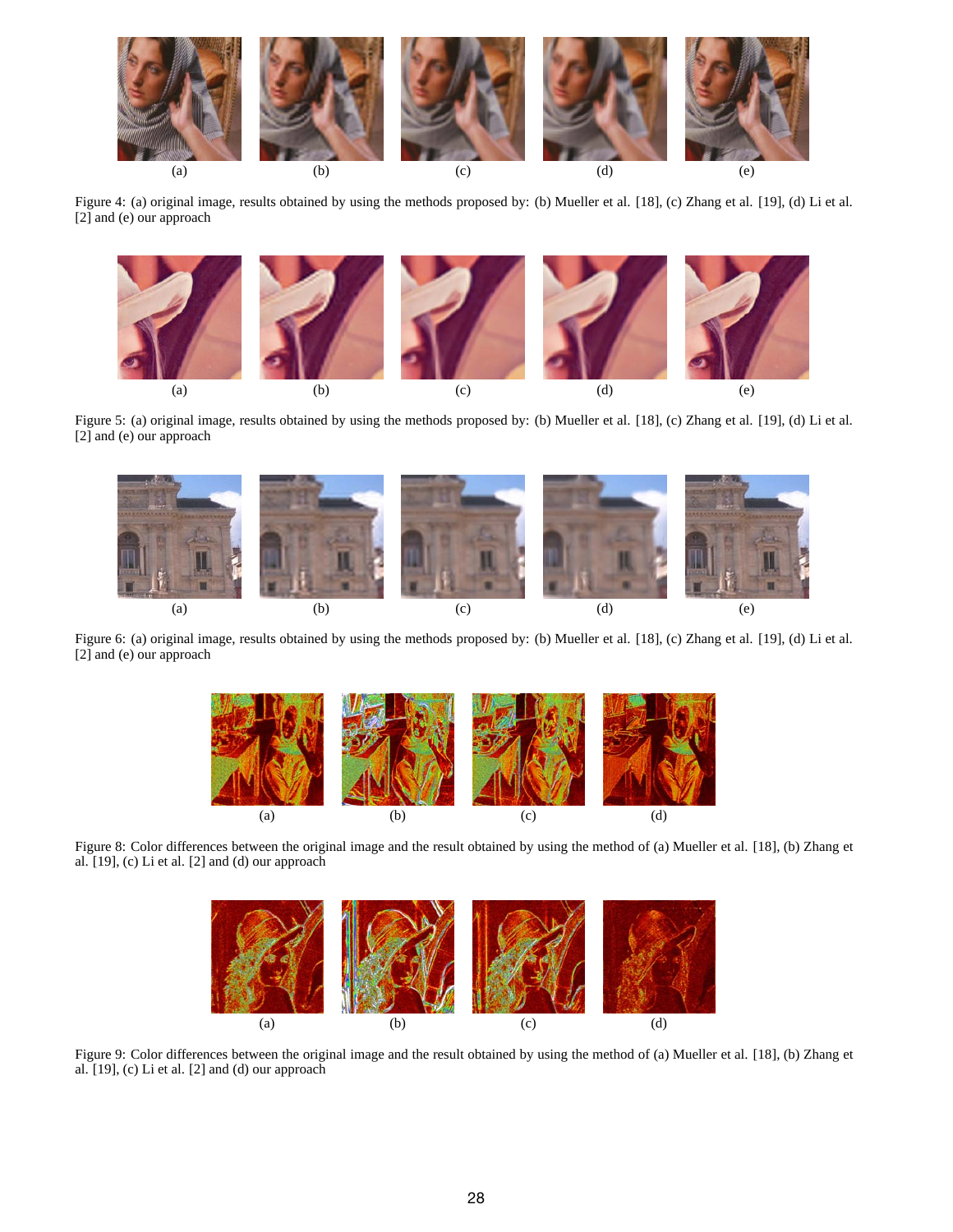(a) (b) (c) (d) (e)

Figure 4: (a) original image, results obtained by using the methods proposed by: (b) Mueller et al. [18], (c) Zhang et al. [19], (d) Li et al. [2] and (e) our approach

(a) (b) (c) (d) (e)

Figure 5: (a) original image, results obtained by using the methods proposed by: (b) Mueller et al. [18], (c) Zhang et al. [19], (d) Li et al. [2] and (e) our approach

(a) (b) (c) (d) (e)

Figure 6: (a) original image, results obtained by using the methods proposed by: (b) Mueller et al. [18], (c) Zhang et al. [19], (d) Li et al. [2] and (e) our approach

(a) (b) (c) (d)

Figure 8: Color differences between the original image and the result obtained by using the method of (a) Mueller et al. [18], (b) Zhang et al. [19], (c) Li et al. [2] and (d) our approach

(a) (b) (c) (d)

Figure 9: Color differences between the original image and the result obtained by using the method of (a) Mueller et al. [18], (b) Zhang et al. [19], (c) Li et al. [2] and (d) our approach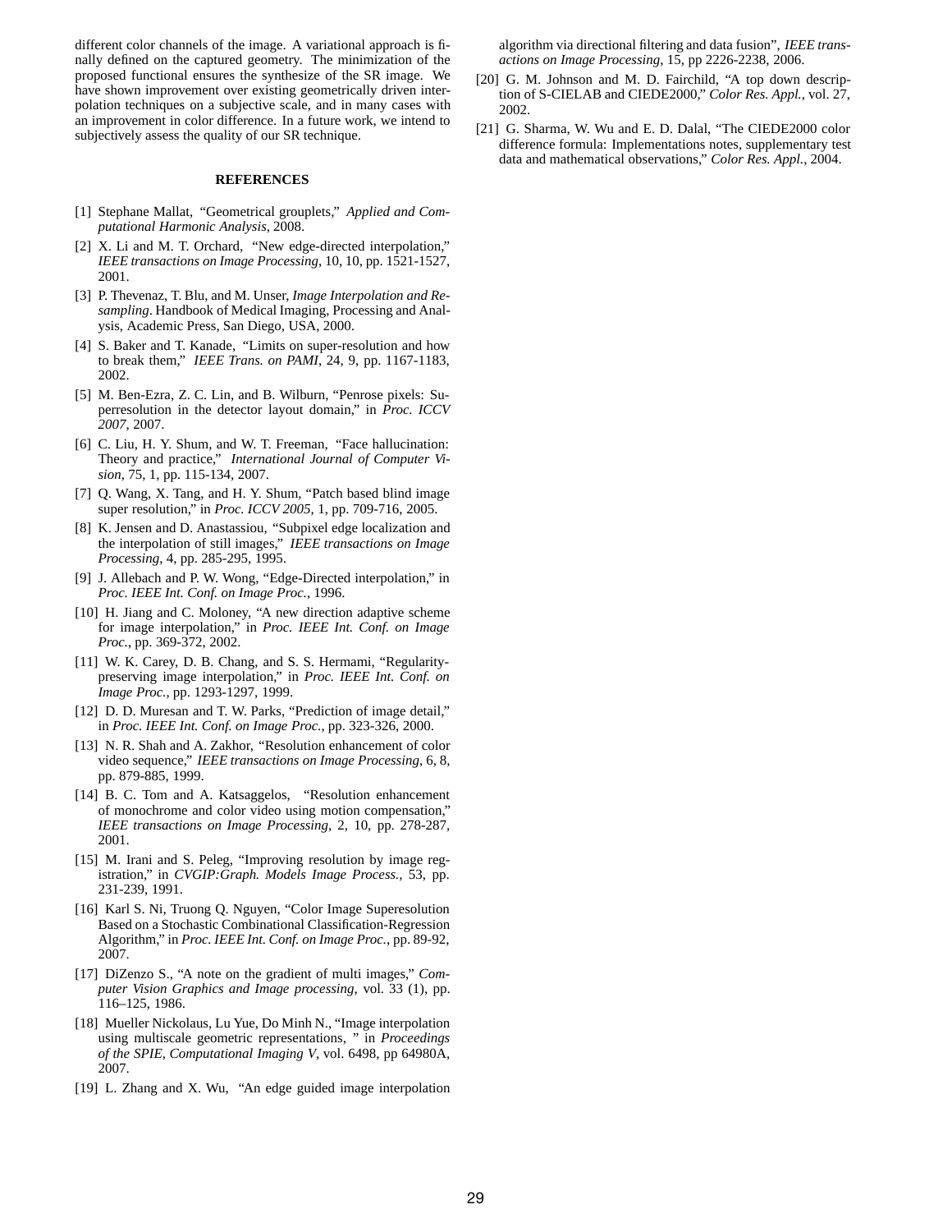different color channels of the image. A variational approach is finally defined on the captured geometry. The minimization of the proposed functional ensures the synthesize of the SR image. We have shown improvement over existing geometrically driven interpolation techniques on a subjective scale, and in many cases with an improvement in color difference. In a future work, we intend to subjectively assess the quality of our SR technique.

## REFERENCES

[1] Stephane Mallat, "Geometrical grouplets," *Applied and Computational Harmonic Analysis*, 2008.

[2] X. Li and M. T. Orchard, "New edge-directed interpolation," *IEEE transactions on Image Processing*, 10, 10, pp. 1521-1527, 2001.

[3] P. Thevenaz, T. Blu, and M. Unser, *Image Interpolation and Resampling*. Handbook of Medical Imaging, Processing and Analysis, Academic Press, San Diego, USA, 2000.

[4] S. Baker and T. Kanade, "Limits on super-resolution and how to break them," *IEEE Trans. on PAMI*, 24, 9, pp. 1167-1183, 2002.

[5] M. Ben-Ezra, Z. C. Lin, and B. Wilburn, "Penrose pixels: Superresolution in the detector layout domain," in *Proc. ICCV 2007*, 2007.

[6] C. Liu, H. Y. Shum, and W. T. Freeman, "Face hallucination: Theory and practice," *International Journal of Computer Vision*, 75, 1, pp. 115-134, 2007.

[7] Q. Wang, X. Tang, and H. Y. Shum, "Patch based blind image super resolution," in *Proc. ICCV 2005*, 1, pp. 709-716, 2005.

[8] K. Jensen and D. Anastassiou, "Subpixel edge localization and the interpolation of still images," *IEEE transactions on Image Processing*, 4, pp. 285-295, 1995.

[9] J. Allebach and P. W. Wong, "Edge-Directed interpolation," in *Proc. IEEE Int. Conf. on Image Proc.*, 1996.

[10] H. Jiang and C. Moloney, "A new direction adaptive scheme for image interpolation," in *Proc. IEEE Int. Conf. on Image Proc.*, pp. 369-372, 2002.

[11] W. K. Carey, D. B. Chang, and S. S. Hermami, "Regularity-preserving image interpolation," in *Proc. IEEE Int. Conf. on Image Proc.*, pp. 1293-1297, 1999.

[12] D. D. Muresan and T. W. Parks, "Prediction of image detail," in *Proc. IEEE Int. Conf. on Image Proc.*, pp. 323-326, 2000.

[13] N. R. Shah and A. Zakhor, "Resolution enhancement of color video sequence," *IEEE transactions on Image Processing*, 6, 8, pp. 879-885, 1999.

[14] B. C. Tom and A. Katsaggelos, "Resolution enhancement of monochrome and color video using motion compensation," *IEEE transactions on Image Processing*, 2, 10, pp. 278-287, 2001.

[15] M. Irani and S. Peleg, "Improving resolution by image registration," in *CVGIP:Graph. Models Image Process.*, 53, pp. 231-239, 1991.

[16] Karl S. Ni, Truong Q. Nguyen, "Color Image Superesolution Based on a Stochastic Combinational Classification-Regression Algorithm," in *Proc. IEEE Int. Conf. on Image Proc.*, pp. 89-92, 2007.

[17] DiZenzo S., "A note on the gradient of multi images," *Computer Vision Graphics and Image processing*, vol. 33 (1), pp. 116–125, 1986.

[18] Mueller Nickolaus, Lu Yue, Do Minh N., "Image interpolation using multiscale geometric representations, " in *Proceedings of the SPIE, Computational Imaging V*, vol. 6498, pp 64980A, 2007.

[19] L. Zhang and X. Wu, "An edge guided image interpolation algorithm via directional filtering and data fusion", *IEEE transactions on Image Processing*, 15, pp 2226-2238, 2006.

[20] G. M. Johnson and M. D. Fairchild, "A top down description of S-CIELAB and CIEDE2000," *Color Res. Appl.*, vol. 27, 2002.

[21] G. Sharma, W. Wu and E. D. Dalal, "The CIEDE2000 color difference formula: Implementations notes, supplementary test data and mathematical observations," *Color Res. Appl.*, 2004.